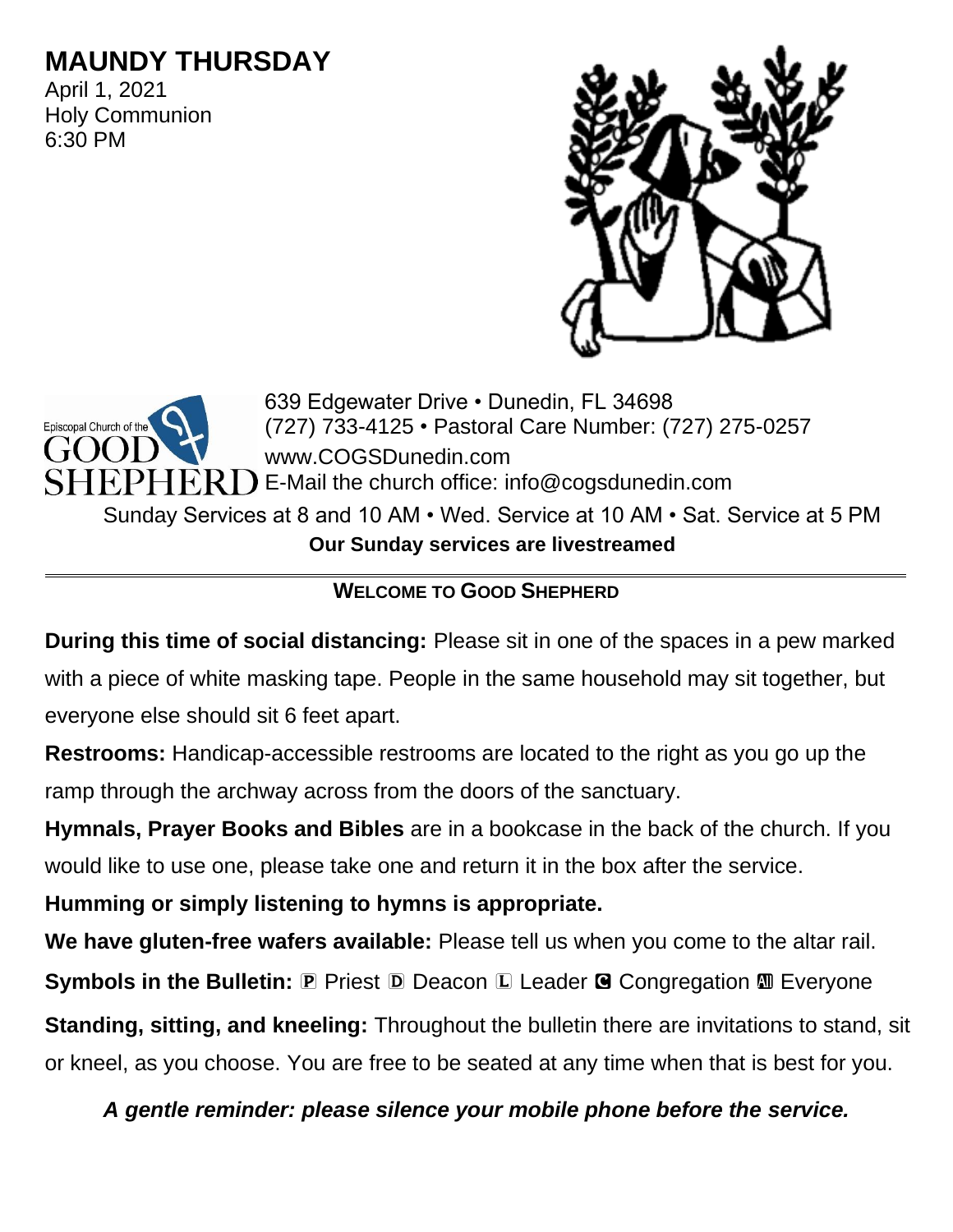# MAUNDY THURSDAY

April 1, 2021
Holy Communion
6:30 PM

Episcopal Church of the GOOD SHEPHERD

639 Edgewater Drive • Dunedin, FL 34698
(727) 733-4125 • Pastoral Care Number: (727) 275-0257
www.COGSDunedin.com
E-Mail the church office: info@cogsdunedin.com

Sunday Services at 8 and 10 AM • Wed. Service at 10 AM • Sat. Service at 5 PM

**Our Sunday services are livestreamed**

---

## WELCOME TO GOOD SHEPHERD

**During this time of social distancing:** Please sit in one of the spaces in a pew marked with a piece of white masking tape. People in the same household may sit together, but everyone else should sit 6 feet apart.

**Restrooms:** Handicap-accessible restrooms are located to the right as you go up the ramp through the archway across from the doors of the sanctuary.

**Hymnals, Prayer Books and Bibles** are in a bookcase in the back of the church. If you would like to use one, please take one and return it in the box after the service.

**Humming or simply listening to hymns is appropriate.**

**We have gluten-free wafers available:** Please tell us when you come to the altar rail.

**Symbols in the Bulletin:** Ⓟ Priest Ⓓ Deacon Ⓛ Leader Ⓒ Congregation Ⓐ Everyone

**Standing, sitting, and kneeling:** Throughout the bulletin there are invitations to stand, sit or kneel, as you choose. You are free to be seated at any time when that is best for you.

***A gentle reminder: please silence your mobile phone before the service.***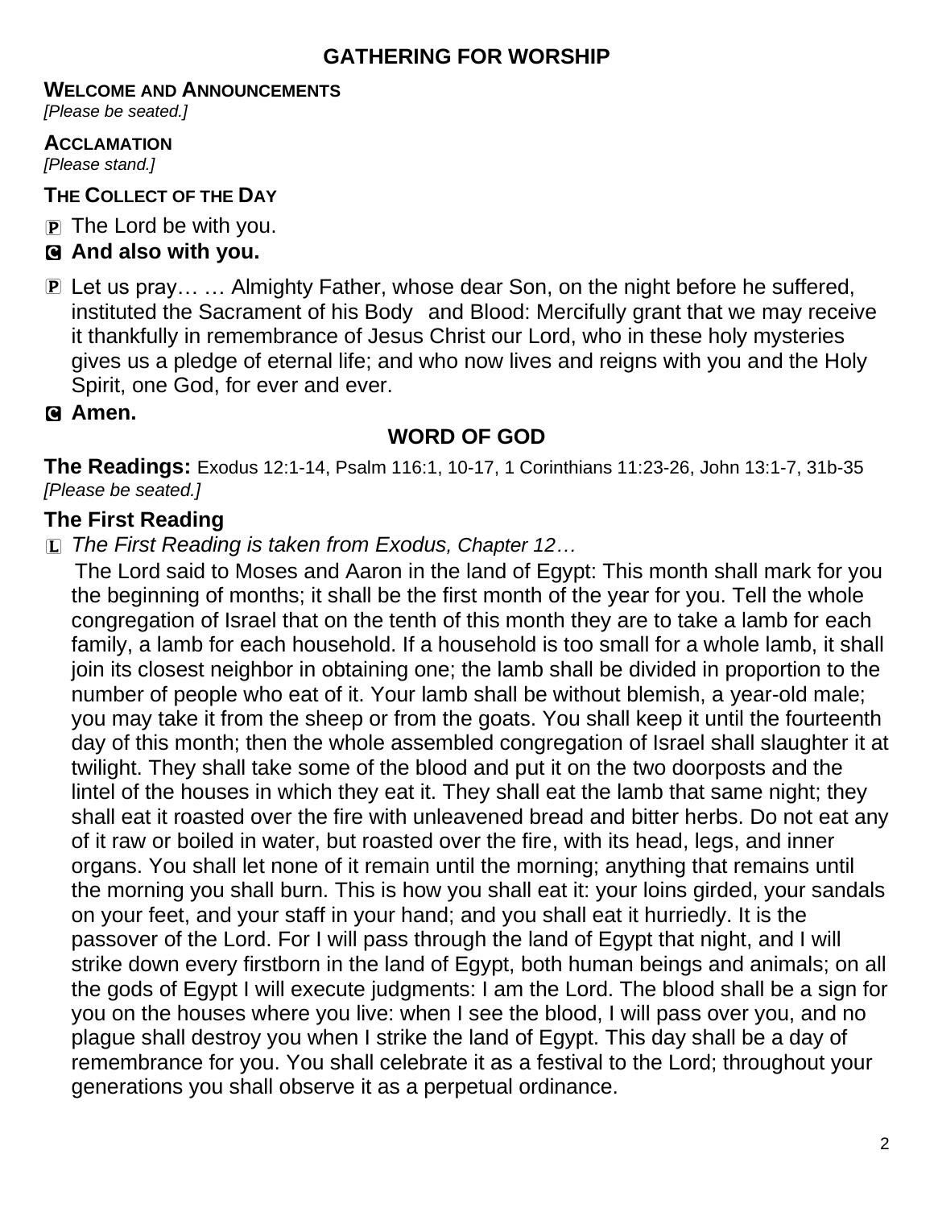## GATHERING FOR WORSHIP

**WELCOME AND ANNOUNCEMENTS**
*[Please be seated.]*

**ACCLAMATION**
*[Please stand.]*

**THE COLLECT OF THE DAY**

P The Lord be with you.

**C And also with you.**

P Let us pray… … Almighty Father, whose dear Son, on the night before he suffered, instituted the Sacrament of his Body and Blood: Mercifully grant that we may receive it thankfully in remembrance of Jesus Christ our Lord, who in these holy mysteries gives us a pledge of eternal life; and who now lives and reigns with you and the Holy Spirit, one God, for ever and ever.

**C Amen.**

## WORD OF GOD

**The Readings:** Exodus 12:1-14, Psalm 116:1, 10-17, 1 Corinthians 11:23-26, John 13:1-7, 31b-35
*[Please be seated.]*

### The First Reading

L *The First Reading is taken from Exodus, Chapter 12…*

The Lord said to Moses and Aaron in the land of Egypt: This month shall mark for you the beginning of months; it shall be the first month of the year for you. Tell the whole congregation of Israel that on the tenth of this month they are to take a lamb for each family, a lamb for each household. If a household is too small for a whole lamb, it shall join its closest neighbor in obtaining one; the lamb shall be divided in proportion to the number of people who eat of it. Your lamb shall be without blemish, a year-old male; you may take it from the sheep or from the goats. You shall keep it until the fourteenth day of this month; then the whole assembled congregation of Israel shall slaughter it at twilight. They shall take some of the blood and put it on the two doorposts and the lintel of the houses in which they eat it. They shall eat the lamb that same night; they shall eat it roasted over the fire with unleavened bread and bitter herbs. Do not eat any of it raw or boiled in water, but roasted over the fire, with its head, legs, and inner organs. You shall let none of it remain until the morning; anything that remains until the morning you shall burn. This is how you shall eat it: your loins girded, your sandals on your feet, and your staff in your hand; and you shall eat it hurriedly. It is the passover of the Lord. For I will pass through the land of Egypt that night, and I will strike down every firstborn in the land of Egypt, both human beings and animals; on all the gods of Egypt I will execute judgments: I am the Lord. The blood shall be a sign for you on the houses where you live: when I see the blood, I will pass over you, and no plague shall destroy you when I strike the land of Egypt. This day shall be a day of remembrance for you. You shall celebrate it as a festival to the Lord; throughout your generations you shall observe it as a perpetual ordinance.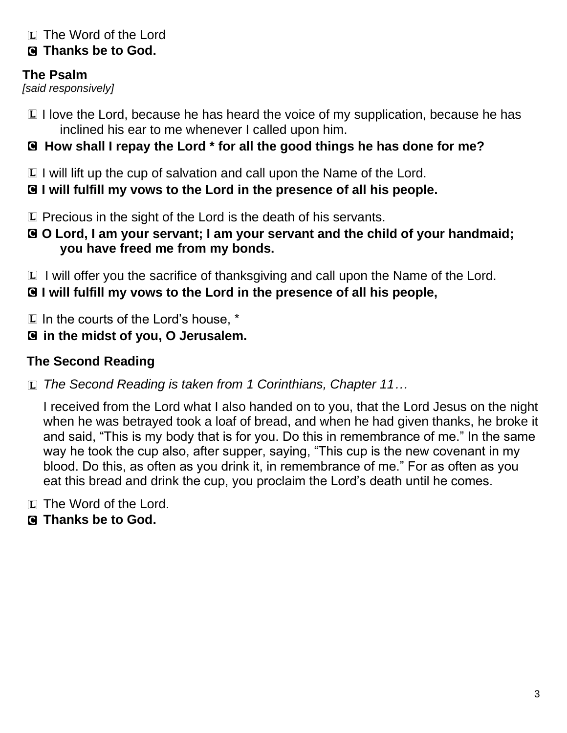L The Word of the Lord
**C Thanks be to God.**

**The Psalm**
*[said responsively]*

L I love the Lord, because he has heard the voice of my supplication, because he has inclined his ear to me whenever I called upon him.
**C How shall I repay the Lord * for all the good things he has done for me?**

L I will lift up the cup of salvation and call upon the Name of the Lord.
**C I will fulfill my vows to the Lord in the presence of all his people.**

L Precious in the sight of the Lord is the death of his servants.
**C O Lord, I am your servant; I am your servant and the child of your handmaid; you have freed me from my bonds.**

L I will offer you the sacrifice of thanksgiving and call upon the Name of the Lord.
**C I will fulfill my vows to the Lord in the presence of all his people,**

L In the courts of the Lord's house, *
**C in the midst of you, O Jerusalem.**

**The Second Reading**

L *The Second Reading is taken from 1 Corinthians, Chapter 11…*

I received from the Lord what I also handed on to you, that the Lord Jesus on the night when he was betrayed took a loaf of bread, and when he had given thanks, he broke it and said, "This is my body that is for you. Do this in remembrance of me." In the same way he took the cup also, after supper, saying, "This cup is the new covenant in my blood. Do this, as often as you drink it, in remembrance of me." For as often as you eat this bread and drink the cup, you proclaim the Lord's death until he comes.

L The Word of the Lord.
**C Thanks be to God.**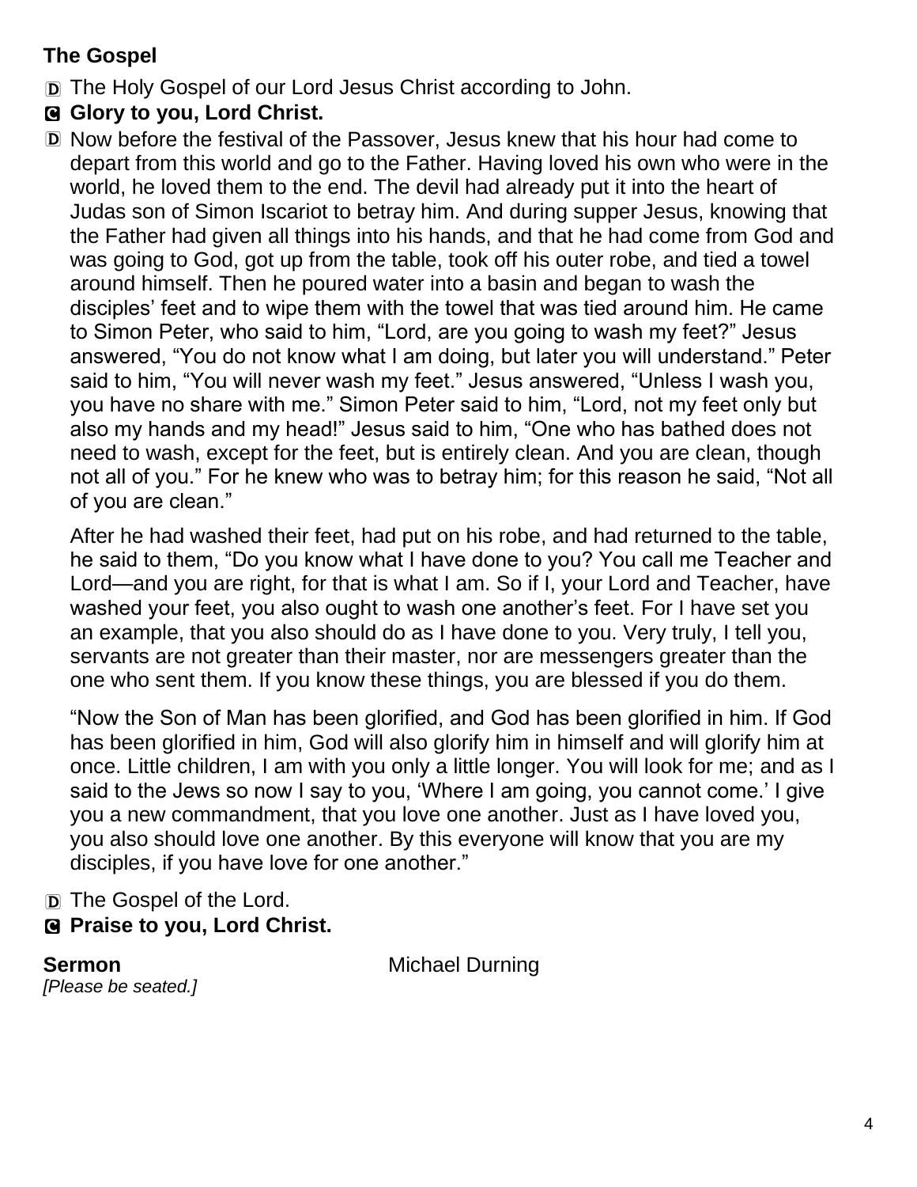**The Gospel**

D The Holy Gospel of our Lord Jesus Christ according to John.

**C Glory to you, Lord Christ.**

D Now before the festival of the Passover, Jesus knew that his hour had come to depart from this world and go to the Father. Having loved his own who were in the world, he loved them to the end. The devil had already put it into the heart of Judas son of Simon Iscariot to betray him. And during supper Jesus, knowing that the Father had given all things into his hands, and that he had come from God and was going to God, got up from the table, took off his outer robe, and tied a towel around himself. Then he poured water into a basin and began to wash the disciples' feet and to wipe them with the towel that was tied around him. He came to Simon Peter, who said to him, "Lord, are you going to wash my feet?" Jesus answered, "You do not know what I am doing, but later you will understand." Peter said to him, "You will never wash my feet." Jesus answered, "Unless I wash you, you have no share with me." Simon Peter said to him, "Lord, not my feet only but also my hands and my head!" Jesus said to him, "One who has bathed does not need to wash, except for the feet, but is entirely clean. And you are clean, though not all of you." For he knew who was to betray him; for this reason he said, "Not all of you are clean."

After he had washed their feet, had put on his robe, and had returned to the table, he said to them, "Do you know what I have done to you? You call me Teacher and Lord—and you are right, for that is what I am. So if I, your Lord and Teacher, have washed your feet, you also ought to wash one another's feet. For I have set you an example, that you also should do as I have done to you. Very truly, I tell you, servants are not greater than their master, nor are messengers greater than the one who sent them. If you know these things, you are blessed if you do them.

"Now the Son of Man has been glorified, and God has been glorified in him. If God has been glorified in him, God will also glorify him in himself and will glorify him at once. Little children, I am with you only a little longer. You will look for me; and as I said to the Jews so now I say to you, 'Where I am going, you cannot come.' I give you a new commandment, that you love one another. Just as I have loved you, you also should love one another. By this everyone will know that you are my disciples, if you have love for one another."

D The Gospel of the Lord.

**C Praise to you, Lord Christ.**

**Sermon** Michael Durning

*[Please be seated.]*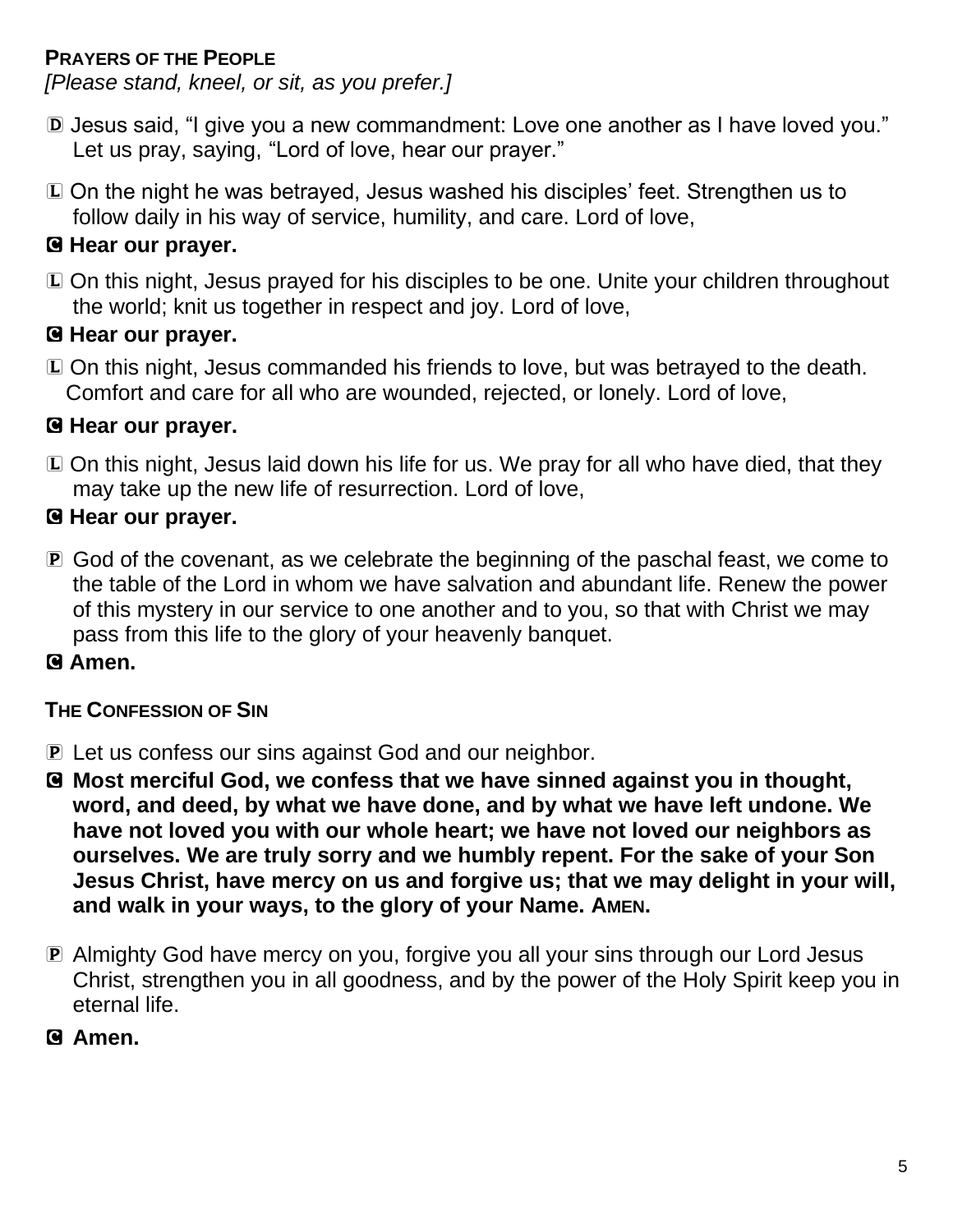**PRAYERS OF THE PEOPLE**
*[Please stand, kneel, or sit, as you prefer.]*

Ⓓ Jesus said, "I give you a new commandment: Love one another as I have loved you." Let us pray, saying, "Lord of love, hear our prayer."

Ⓛ On the night he was betrayed, Jesus washed his disciples' feet. Strengthen us to follow daily in his way of service, humility, and care. Lord of love,

**Ⓒ Hear our prayer.**

Ⓛ On this night, Jesus prayed for his disciples to be one. Unite your children throughout the world; knit us together in respect and joy. Lord of love,

**Ⓒ Hear our prayer.**

Ⓛ On this night, Jesus commanded his friends to love, but was betrayed to the death. Comfort and care for all who are wounded, rejected, or lonely. Lord of love,

**Ⓒ Hear our prayer.**

Ⓛ On this night, Jesus laid down his life for us. We pray for all who have died, that they may take up the new life of resurrection. Lord of love,

**Ⓒ Hear our prayer.**

Ⓟ God of the covenant, as we celebrate the beginning of the paschal feast, we come to the table of the Lord in whom we have salvation and abundant life. Renew the power of this mystery in our service to one another and to you, so that with Christ we may pass from this life to the glory of your heavenly banquet.

**Ⓒ Amen.**

**THE CONFESSION OF SIN**

Ⓟ Let us confess our sins against God and our neighbor.

**Ⓒ Most merciful God, we confess that we have sinned against you in thought, word, and deed, by what we have done, and by what we have left undone. We have not loved you with our whole heart; we have not loved our neighbors as ourselves. We are truly sorry and we humbly repent. For the sake of your Son Jesus Christ, have mercy on us and forgive us; that we may delight in your will, and walk in your ways, to the glory of your Name. AMEN.**

Ⓟ Almighty God have mercy on you, forgive you all your sins through our Lord Jesus Christ, strengthen you in all goodness, and by the power of the Holy Spirit keep you in eternal life.

**Ⓒ Amen.**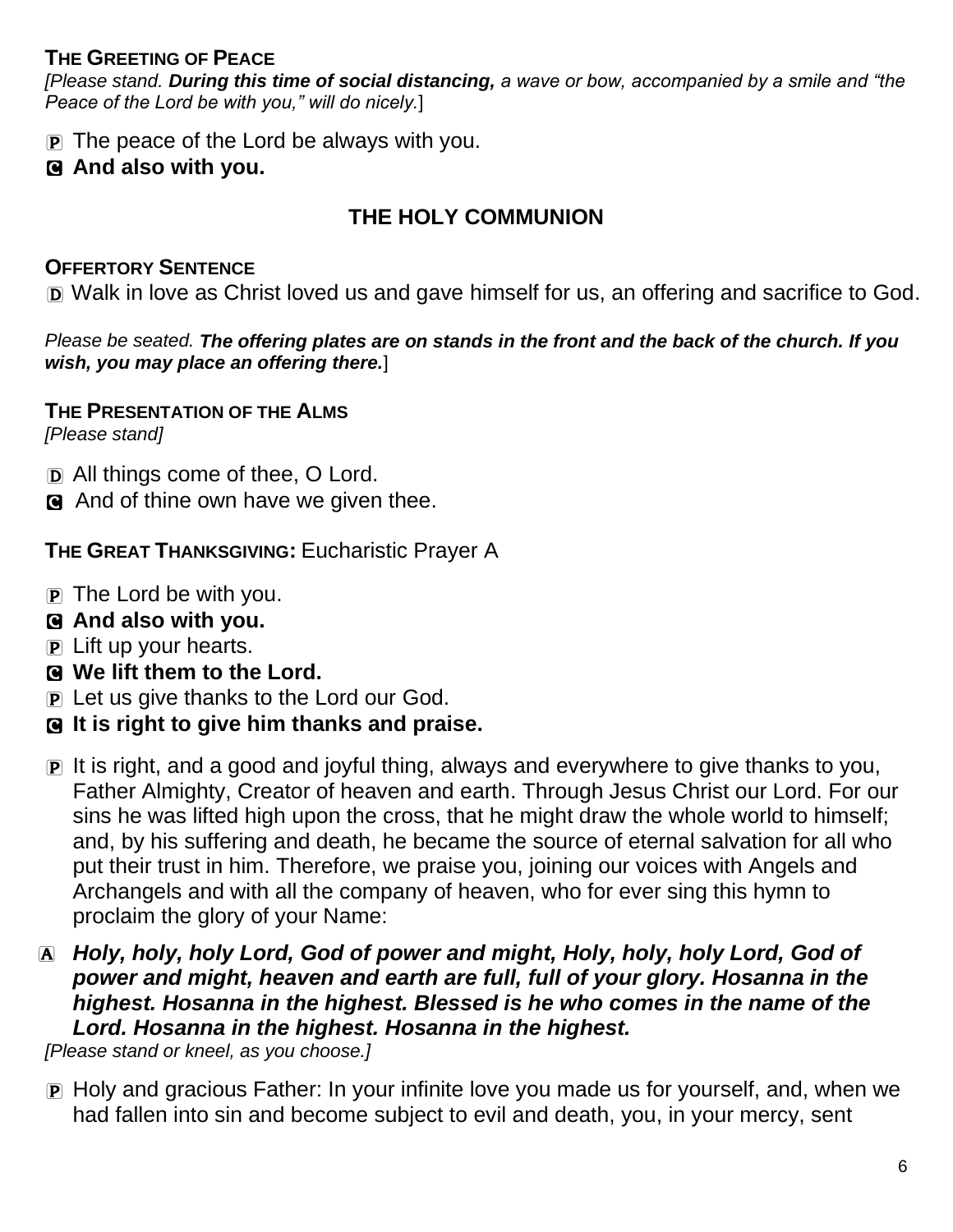**THE GREETING OF PEACE**

*[Please stand. **During this time of social distancing,** a wave or bow, accompanied by a smile and "the Peace of the Lord be with you," will do nicely.*]

P The peace of the Lord be always with you.

**C And also with you.**

## THE HOLY COMMUNION

**OFFERTORY SENTENCE**

D Walk in love as Christ loved us and gave himself for us, an offering and sacrifice to God.

*Please be seated. **The offering plates are on stands in the front and the back of the church. If you wish, you may place an offering there.***]

**THE PRESENTATION OF THE ALMS**

*[Please stand]*

D All things come of thee, O Lord.

C And of thine own have we given thee.

**THE GREAT THANKSGIVING:** Eucharistic Prayer A

P The Lord be with you.

**C And also with you.**

P Lift up your hearts.

**C We lift them to the Lord.**

P Let us give thanks to the Lord our God.

**C It is right to give him thanks and praise.**

P It is right, and a good and joyful thing, always and everywhere to give thanks to you, Father Almighty, Creator of heaven and earth. Through Jesus Christ our Lord. For our sins he was lifted high upon the cross, that he might draw the whole world to himself; and, by his suffering and death, he became the source of eternal salvation for all who put their trust in him. Therefore, we praise you, joining our voices with Angels and Archangels and with all the company of heaven, who for ever sing this hymn to proclaim the glory of your Name:

A ***Holy, holy, holy Lord, God of power and might, Holy, holy, holy Lord, God of power and might, heaven and earth are full, full of your glory. Hosanna in the highest. Hosanna in the highest. Blessed is he who comes in the name of the Lord. Hosanna in the highest. Hosanna in the highest.***

*[Please stand or kneel, as you choose.]*

P Holy and gracious Father: In your infinite love you made us for yourself, and, when we had fallen into sin and become subject to evil and death, you, in your mercy, sent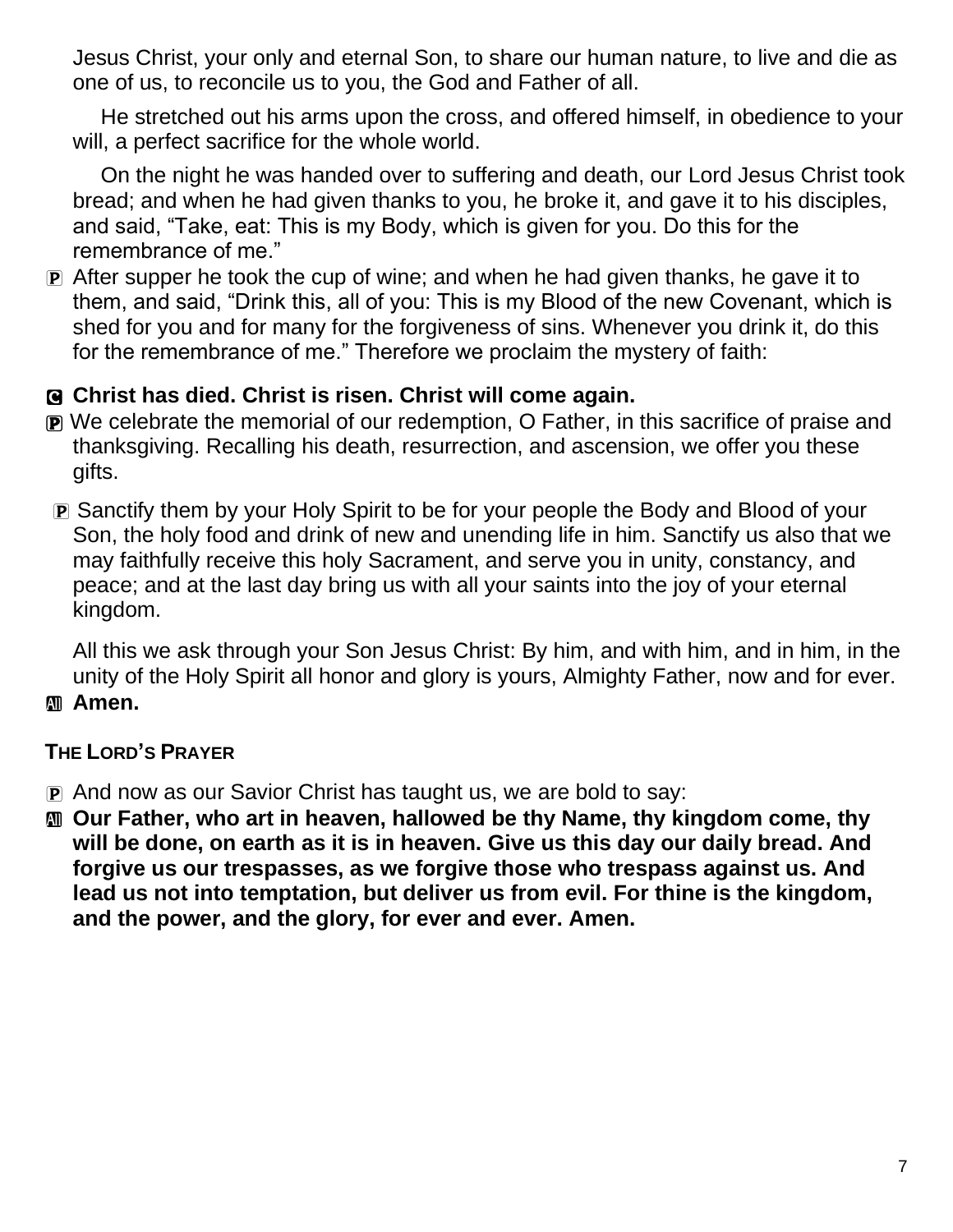Jesus Christ, your only and eternal Son, to share our human nature, to live and die as one of us, to reconcile us to you, the God and Father of all.

He stretched out his arms upon the cross, and offered himself, in obedience to your will, a perfect sacrifice for the whole world.

On the night he was handed over to suffering and death, our Lord Jesus Christ took bread; and when he had given thanks to you, he broke it, and gave it to his disciples, and said, "Take, eat: This is my Body, which is given for you. Do this for the remembrance of me."

Ⓟ After supper he took the cup of wine; and when he had given thanks, he gave it to them, and said, "Drink this, all of you: This is my Blood of the new Covenant, which is shed for you and for many for the forgiveness of sins. Whenever you drink it, do this for the remembrance of me." Therefore we proclaim the mystery of faith:

Ⓒ **Christ has died. Christ is risen. Christ will come again.**

Ⓟ We celebrate the memorial of our redemption, O Father, in this sacrifice of praise and thanksgiving. Recalling his death, resurrection, and ascension, we offer you these gifts.

Ⓟ Sanctify them by your Holy Spirit to be for your people the Body and Blood of your Son, the holy food and drink of new and unending life in him. Sanctify us also that we may faithfully receive this holy Sacrament, and serve you in unity, constancy, and peace; and at the last day bring us with all your saints into the joy of your eternal kingdom.

All this we ask through your Son Jesus Christ: By him, and with him, and in him, in the unity of the Holy Spirit all honor and glory is yours, Almighty Father, now and for ever.

Ⓐ **Amen.**

**THE LORD'S PRAYER**

Ⓟ And now as our Savior Christ has taught us, we are bold to say:

Ⓐ **Our Father, who art in heaven, hallowed be thy Name, thy kingdom come, thy will be done, on earth as it is in heaven. Give us this day our daily bread. And forgive us our trespasses, as we forgive those who trespass against us. And lead us not into temptation, but deliver us from evil. For thine is the kingdom, and the power, and the glory, for ever and ever. Amen.**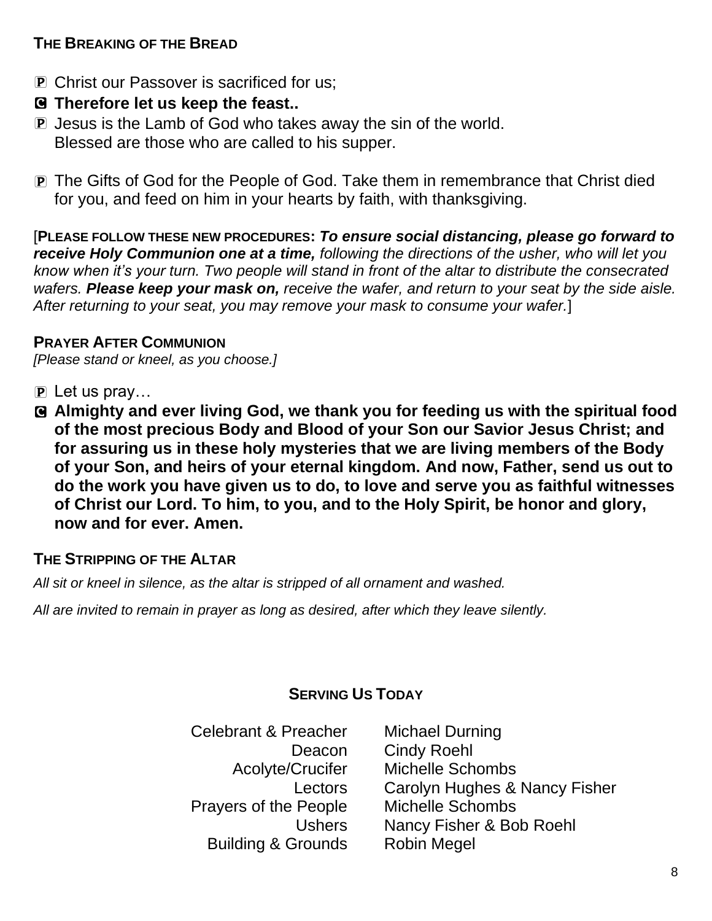### THE BREAKING OF THE BREAD

P Christ our Passover is sacrificed for us;

**C Therefore let us keep the feast..**

P Jesus is the Lamb of God who takes away the sin of the world.
Blessed are those who are called to his supper.

P The Gifts of God for the People of God. Take them in remembrance that Christ died for you, and feed on him in your hearts by faith, with thanksgiving.

[**PLEASE FOLLOW THESE NEW PROCEDURES:** ***To ensure social distancing, please go forward to receive Holy Communion one at a time,*** *following the directions of the usher, who will let you know when it's your turn. Two people will stand in front of the altar to distribute the consecrated wafers.* ***Please keep your mask on,*** *receive the wafer, and return to your seat by the side aisle. After returning to your seat, you may remove your mask to consume your wafer.*]

### PRAYER AFTER COMMUNION

*[Please stand or kneel, as you choose.]*

P Let us pray…

**C Almighty and ever living God, we thank you for feeding us with the spiritual food of the most precious Body and Blood of your Son our Savior Jesus Christ; and for assuring us in these holy mysteries that we are living members of the Body of your Son, and heirs of your eternal kingdom. And now, Father, send us out to do the work you have given us to do, to love and serve you as faithful witnesses of Christ our Lord. To him, to you, and to the Holy Spirit, be honor and glory, now and for ever. Amen.**

### THE STRIPPING OF THE ALTAR

*All sit or kneel in silence, as the altar is stripped of all ornament and washed.*

*All are invited to remain in prayer as long as desired, after which they leave silently.*

### SERVING US TODAY

| | |
|---|---|
| Celebrant & Preacher | Michael Durning |
| Deacon | Cindy Roehl |
| Acolyte/Crucifer | Michelle Schombs |
| Lectors | Carolyn Hughes & Nancy Fisher |
| Prayers of the People | Michelle Schombs |
| Ushers | Nancy Fisher & Bob Roehl |
| Building & Grounds | Robin Megel |